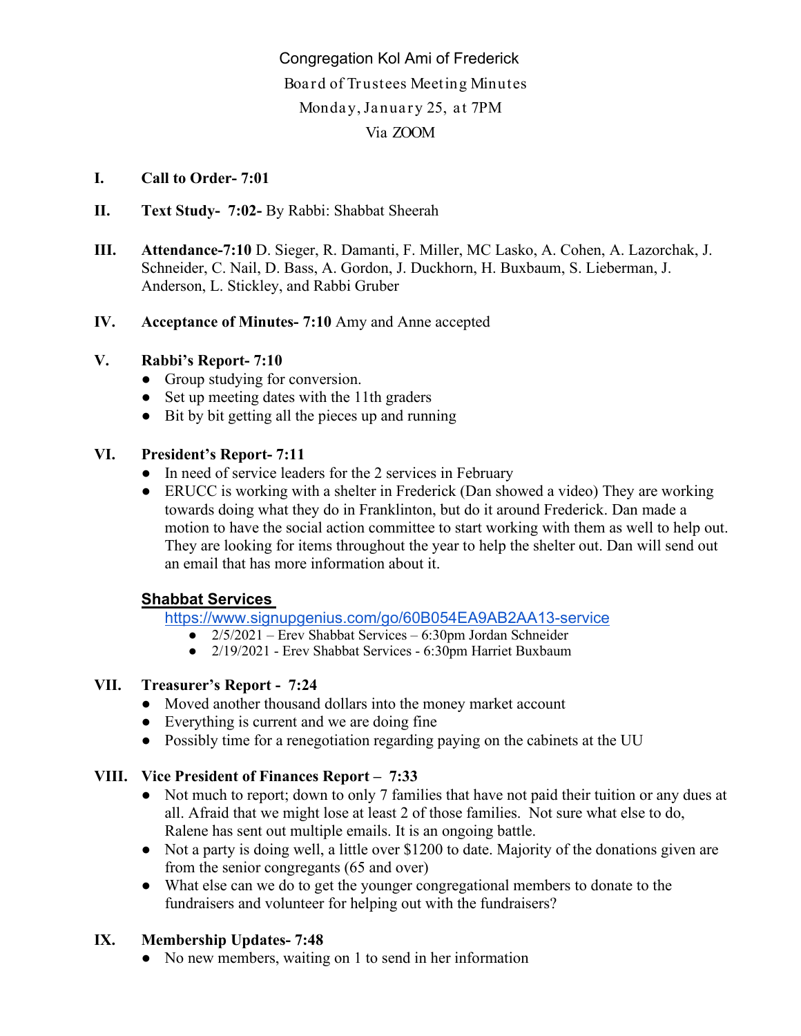# Congregation Kol Ami of Frederick

Board of Trustees Meeting Minutes

Monday, January 25, at 7PM

Via ZOOM

I. **Call to Order- 7:01**

II. **Text Study- 7:02-** By Rabbi: Shabbat Sheerah

III. **Attendance-7:10** D. Sieger, R. Damanti, F. Miller, MC Lasko, A. Cohen, A. Lazorchak, J. Schneider, C. Nail, D. Bass, A. Gordon, J. Duckhorn, H. Buxbaum, S. Lieberman, J. Anderson, L. Stickley, and Rabbi Gruber

IV. **Acceptance of Minutes- 7:10** Amy and Anne accepted

V. **Rabbi's Report- 7:10**

- Group studying for conversion.
- Set up meeting dates with the 11th graders
- Bit by bit getting all the pieces up and running

VI. **President's Report- 7:11**

- In need of service leaders for the 2 services in February
- ERUCC is working with a shelter in Frederick (Dan showed a video) They are working towards doing what they do in Franklinton, but do it around Frederick. Dan made a motion to have the social action committee to start working with them as well to help out. They are looking for items throughout the year to help the shelter out. Dan will send out an email that has more information about it.

**Shabbat Services**

https://www.signupgenius.com/go/60B054EA9AB2AA13-service

- 2/5/2021 – Erev Shabbat Services – 6:30pm Jordan Schneider
- 2/19/2021 - Erev Shabbat Services - 6:30pm Harriet Buxbaum

VII. **Treasurer's Report - 7:24**

- Moved another thousand dollars into the money market account
- Everything is current and we are doing fine
- Possibly time for a renegotiation regarding paying on the cabinets at the UU

VIII. **Vice President of Finances Report – 7:33**

- Not much to report; down to only 7 families that have not paid their tuition or any dues at all. Afraid that we might lose at least 2 of those families. Not sure what else to do, Ralene has sent out multiple emails. It is an ongoing battle.
- Not a party is doing well, a little over $1200 to date. Majority of the donations given are from the senior congregants (65 and over)
- What else can we do to get the younger congregational members to donate to the fundraisers and volunteer for helping out with the fundraisers?

IX. **Membership Updates- 7:48**

- No new members, waiting on 1 to send in her information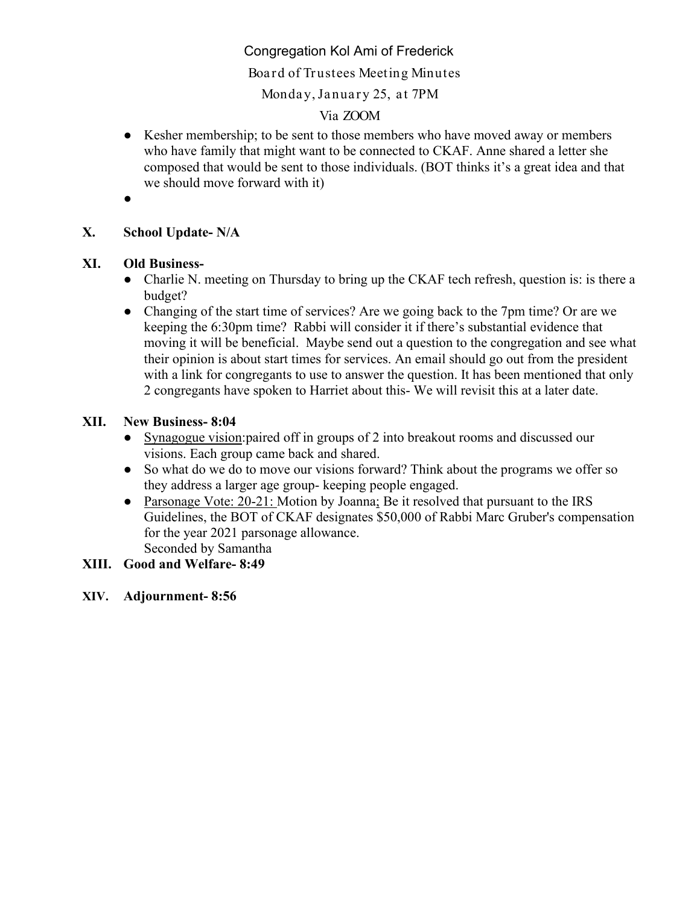Congregation Kol Ami of Frederick

Board of Trustees Meeting Minutes

Monday, January 25, at 7PM

Via ZOOM

- Kesher membership; to be sent to those members who have moved away or members who have family that might want to be connected to CKAF. Anne shared a letter she composed that would be sent to those individuals. (BOT thinks it's a great idea and that we should move forward with it)
- 

**X. School Update- N/A**

**XI. Old Business-**

- Charlie N. meeting on Thursday to bring up the CKAF tech refresh, question is: is there a budget?
- Changing of the start time of services? Are we going back to the 7pm time? Or are we keeping the 6:30pm time? Rabbi will consider it if there's substantial evidence that moving it will be beneficial. Maybe send out a question to the congregation and see what their opinion is about start times for services. An email should go out from the president with a link for congregants to use to answer the question. It has been mentioned that only 2 congregants have spoken to Harriet about this- We will revisit this at a later date.

**XII. New Business- 8:04**

- Synagogue vision:paired off in groups of 2 into breakout rooms and discussed our visions. Each group came back and shared.
- So what do we do to move our visions forward? Think about the programs we offer so they address a larger age group- keeping people engaged.
- Parsonage Vote: 20-21: Motion by Joanna; Be it resolved that pursuant to the IRS Guidelines, the BOT of CKAF designates $50,000 of Rabbi Marc Gruber's compensation for the year 2021 parsonage allowance.
  Seconded by Samantha

**XIII. Good and Welfare- 8:49**

**XIV. Adjournment- 8:56**